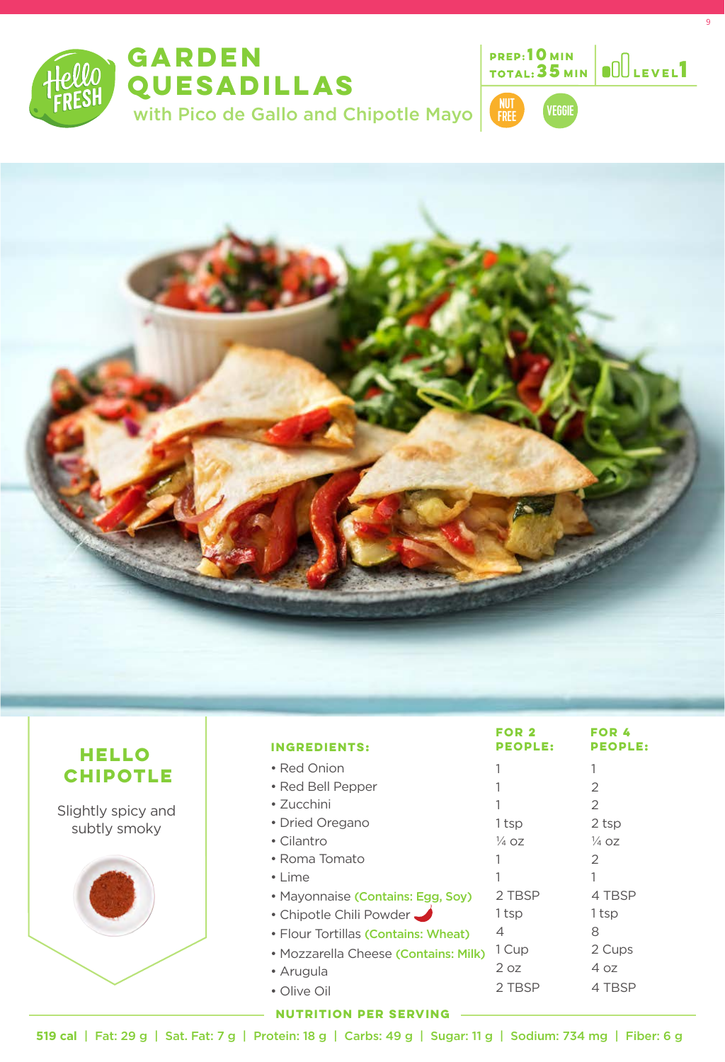# GARDEN QUESADILLAS

## with Pico de Gallo and Chipotle Mayo

PREP: 10 MIN
TOTAL: 35 MIN

LEVEL 1

NUT FREE

VEGGIE

## HELLO CHIPOTLE

Slightly spicy and subtly smoky

| INGREDIENTS: | FOR 2 PEOPLE: | FOR 4 PEOPLE: |
| --- | --- | --- |
| • Red Onion | 1 | 1 |
| • Red Bell Pepper | 1 | 2 |
| • Zucchini | 1 | 2 |
| • Dried Oregano | 1 tsp | 2 tsp |
| • Cilantro | ¼ oz | ¼ oz |
| • Roma Tomato | 1 | 2 |
| • Lime | 1 | 1 |
| • Mayonnaise (Contains: Egg, Soy) | 2 TBSP | 4 TBSP |
| • Chipotle Chili Powder | 1 tsp | 1 tsp |
| • Flour Tortillas (Contains: Wheat) | 4 | 8 |
| • Mozzarella Cheese (Contains: Milk) | 1 Cup | 2 Cups |
| • Arugula | 2 oz | 4 oz |
| • Olive Oil | 2 TBSP | 4 TBSP |

**NUTRITION PER SERVING**

**519 cal | Fat: 29 g | Sat. Fat: 7 g | Protein: 18 g | Carbs: 49 g | Sugar: 11 g | Sodium: 734 mg | Fiber: 6 g**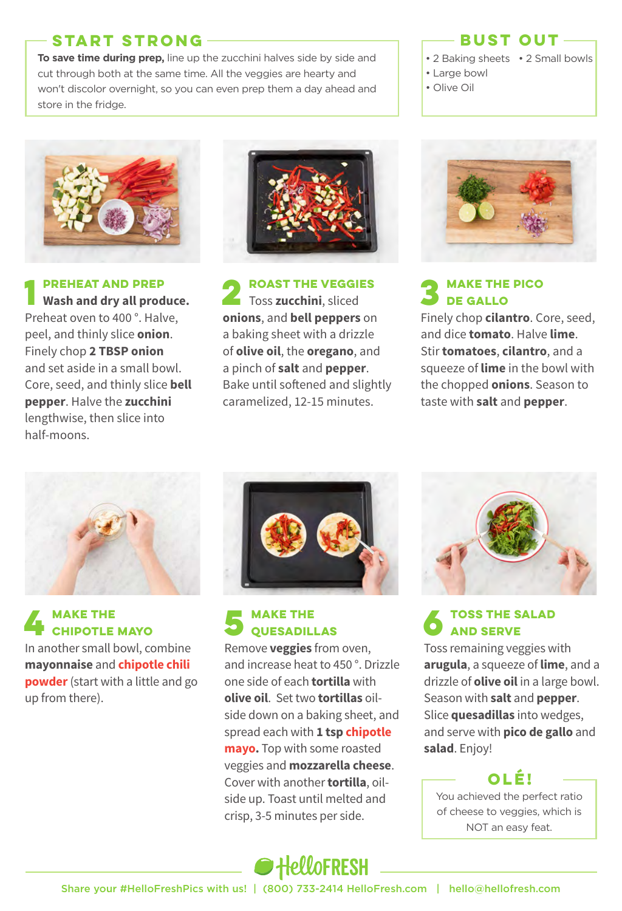## START STRONG

**To save time during prep,** line up the zucchini halves side by side and cut through both at the same time. All the veggies are hearty and won't discolor overnight, so you can even prep them a day ahead and store in the fridge.

## BUST OUT

- 2 Baking sheets
- 2 Small bowls
- Large bowl
- Olive Oil

### 1 PREHEAT AND PREP

**Wash and dry all produce.** Preheat oven to 400 °. Halve, peel, and thinly slice **onion**. Finely chop **2 TBSP onion** and set aside in a small bowl. Core, seed, and thinly slice **bell pepper**. Halve the **zucchini** lengthwise, then slice into half-moons.

### 2 ROAST THE VEGGIES

Toss **zucchini**, sliced **onions**, and **bell peppers** on a baking sheet with a drizzle of **olive oil**, the **oregano**, and a pinch of **salt** and **pepper**. Bake until softened and slightly caramelized, 12-15 minutes.

### 3 MAKE THE PICO DE GALLO

Finely chop **cilantro**. Core, seed, and dice **tomato**. Halve **lime**. Stir **tomatoes**, **cilantro**, and a squeeze of **lime** in the bowl with the chopped **onions**. Season to taste with **salt** and **pepper**.

### 4 MAKE THE CHIPOTLE MAYO

In another small bowl, combine **mayonnaise** and **chipotle chili powder** (start with a little and go up from there).

### 5 MAKE THE QUESADILLAS

Remove **veggies** from oven, and increase heat to 450 °. Drizzle one side of each **tortilla** with **olive oil**. Set two **tortillas** oil-side down on a baking sheet, and spread each with **1 tsp chipotle mayo.** Top with some roasted veggies and **mozzarella cheese**. Cover with another **tortilla**, oil-side up. Toast until melted and crisp, 3-5 minutes per side.

### 6 TOSS THE SALAD AND SERVE

Toss remaining veggies with **arugula**, a squeeze of **lime**, and a drizzle of **olive oil** in a large bowl. Season with **salt** and **pepper**. Slice **quesadillas** into wedges, and serve with **pico de gallo** and **salad**. Enjoy!

## OLÉ!

You achieved the perfect ratio of cheese to veggies, which is NOT an easy feat.

HelloFRESH

Share your #HelloFreshPics with us! | (800) 733-2414 HelloFresh.com | hello@hellofresh.com